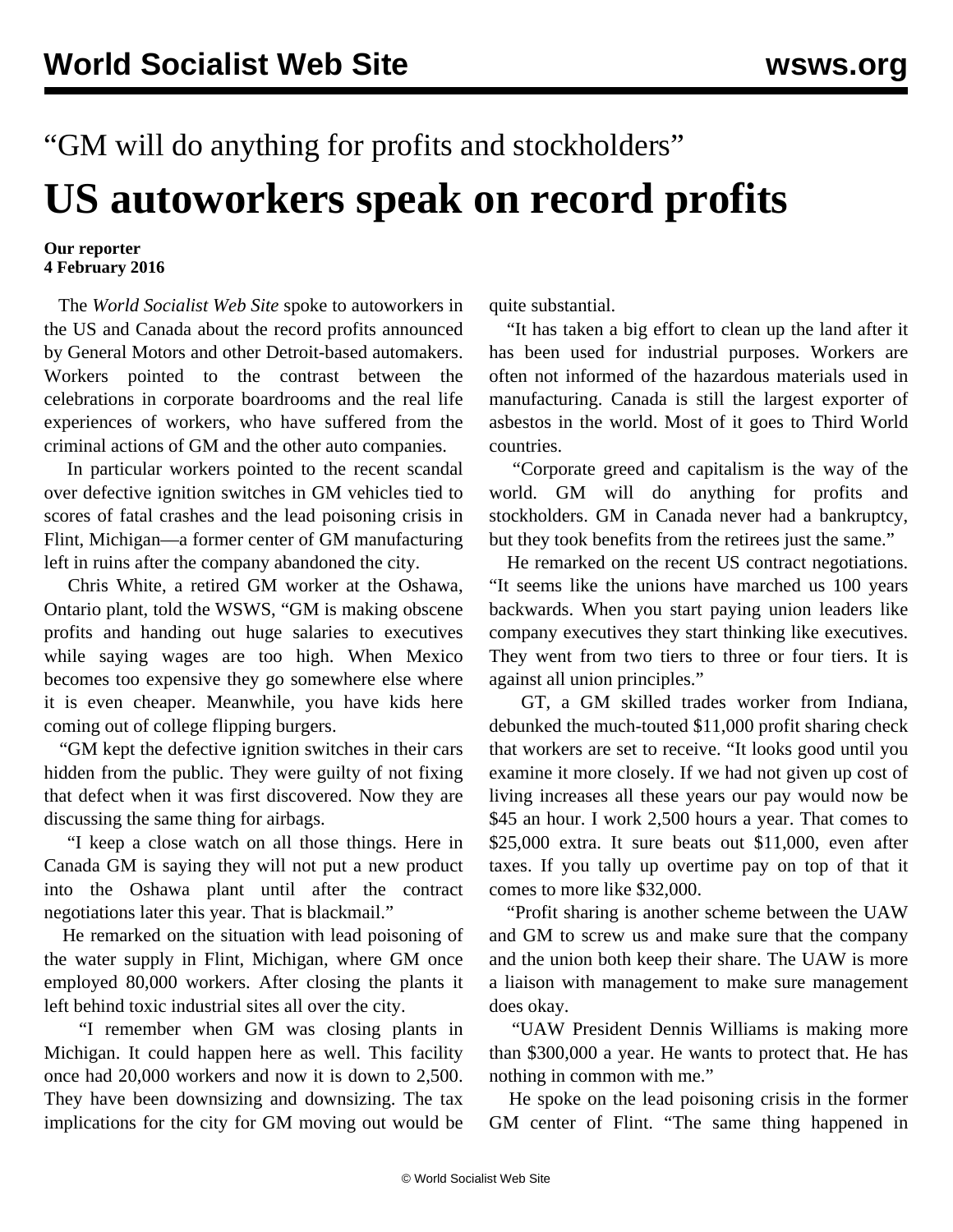“GM will do anything for profits and stockholders”

# US autoworkers speak on record profits

**Our reporter**
**4 February 2016**

The *World Socialist Web Site* spoke to autoworkers in the US and Canada about the record profits announced by General Motors and other Detroit-based automakers. Workers pointed to the contrast between the celebrations in corporate boardrooms and the real life experiences of workers, who have suffered from the criminal actions of GM and the other auto companies.

In particular workers pointed to the recent scandal over defective ignition switches in GM vehicles tied to scores of fatal crashes and the lead poisoning crisis in Flint, Michigan—a former center of GM manufacturing left in ruins after the company abandoned the city.

Chris White, a retired GM worker at the Oshawa, Ontario plant, told the WSWS, “GM is making obscene profits and handing out huge salaries to executives while saying wages are too high. When Mexico becomes too expensive they go somewhere else where it is even cheaper. Meanwhile, you have kids here coming out of college flipping burgers.

“GM kept the defective ignition switches in their cars hidden from the public. They were guilty of not fixing that defect when it was first discovered. Now they are discussing the same thing for airbags.

“I keep a close watch on all those things. Here in Canada GM is saying they will not put a new product into the Oshawa plant until after the contract negotiations later this year. That is blackmail.”

He remarked on the situation with lead poisoning of the water supply in Flint, Michigan, where GM once employed 80,000 workers. After closing the plants it left behind toxic industrial sites all over the city.

“I remember when GM was closing plants in Michigan. It could happen here as well. This facility once had 20,000 workers and now it is down to 2,500. They have been downsizing and downsizing. The tax implications for the city for GM moving out would be quite substantial.

“It has taken a big effort to clean up the land after it has been used for industrial purposes. Workers are often not informed of the hazardous materials used in manufacturing. Canada is still the largest exporter of asbestos in the world. Most of it goes to Third World countries.

“Corporate greed and capitalism is the way of the world. GM will do anything for profits and stockholders. GM in Canada never had a bankruptcy, but they took benefits from the retirees just the same.”

He remarked on the recent US contract negotiations. “It seems like the unions have marched us 100 years backwards. When you start paying union leaders like company executives they start thinking like executives. They went from two tiers to three or four tiers. It is against all union principles.”

GT, a GM skilled trades worker from Indiana, debunked the much-touted $11,000 profit sharing check that workers are set to receive. “It looks good until you examine it more closely. If we had not given up cost of living increases all these years our pay would now be $45 an hour. I work 2,500 hours a year. That comes to $25,000 extra. It sure beats out $11,000, even after taxes. If you tally up overtime pay on top of that it comes to more like $32,000.

“Profit sharing is another scheme between the UAW and GM to screw us and make sure that the company and the union both keep their share. The UAW is more a liaison with management to make sure management does okay.

“UAW President Dennis Williams is making more than $300,000 a year. He wants to protect that. He has nothing in common with me.”

He spoke on the lead poisoning crisis in the former GM center of Flint. “The same thing happened in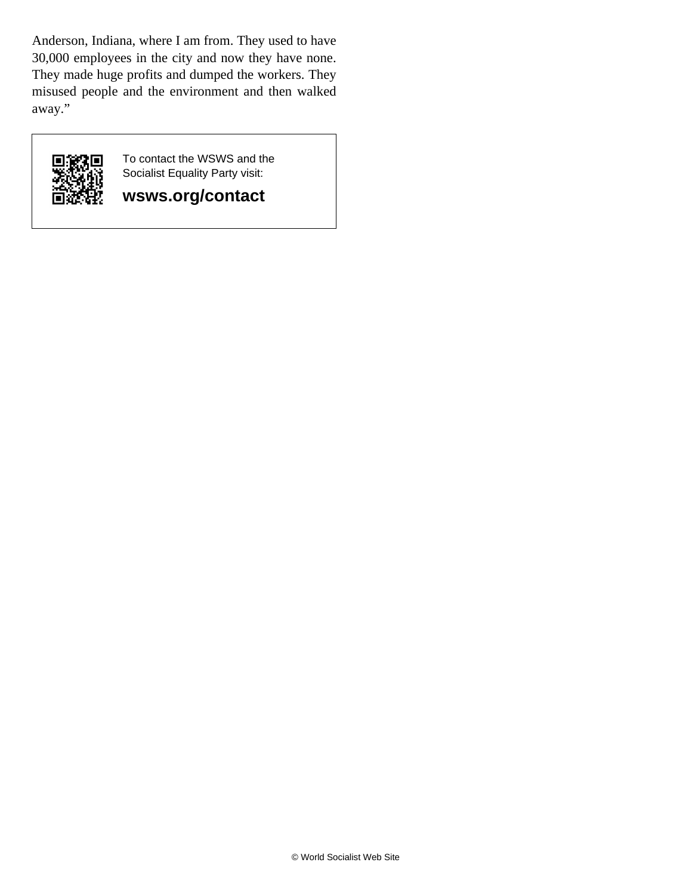Anderson, Indiana, where I am from. They used to have 30,000 employees in the city and now they have none. They made huge profits and dumped the workers. They misused people and the environment and then walked away."

To contact the WSWS and the Socialist Equality Party visit:

**wsws.org/contact**

© World Socialist Web Site